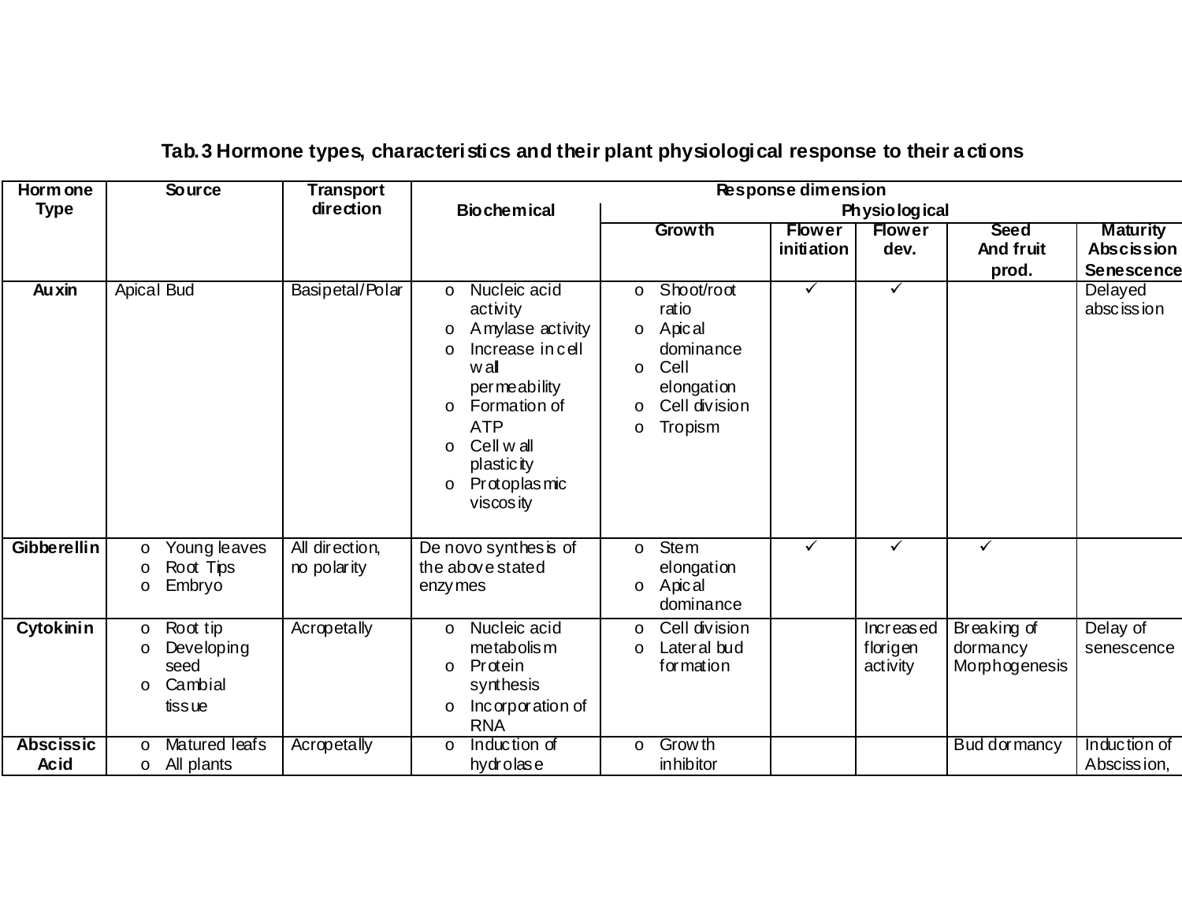**Tab.3 Hormone types, characteristics and their plant physiological response to their actions**

| Hormone Type | Source | Transport direction | Response dimension | | | | | |
|---|---|---|---|---|---|---|---|---|
| | | | Biochemical | Physiological | | | | |
| | | | | Growth | Flower initiation | Flower dev. | Seed And fruit prod. | Maturity Abscission Senescence |
| **Auxin** | Apical Bud | Basipetal/Polar | o Nucleic acid activity<br>o Amylase activity<br>o Increase in cell wall permeability<br>o Formation of ATP<br>o Cell wall plasticity<br>o Protoplasmic viscosity | o Shoot/root ratio<br>o Apical dominance<br>o Cell elongation<br>o Cell division<br>o Tropism | ✓ | ✓ | | Delayed abscission |
| **Gibberellin** | o Young leaves<br>o Root Tips<br>o Embryo | All direction, no polarity | De novo synthesis of the above stated enzymes | o Stem elongation<br>o Apical dominance | ✓ | ✓ | ✓ | |
| **Cytokinin** | o Root tip<br>o Developing seed<br>o Cambial tissue | Acropetally | o Nucleic acid metabolism<br>o Protein synthesis<br>o Incorporation of RNA | o Cell division<br>o Lateral bud formation | | Increased florigen activity | Breaking of dormancy Morphogenesis | Delay of senescence |
| **Abscissic Acid** | o Matured leafs<br>o All plants | Acropetally | o Induction of hydrolase | o Growth inhibitor | | | Bud dormancy | Induction of Abscission, |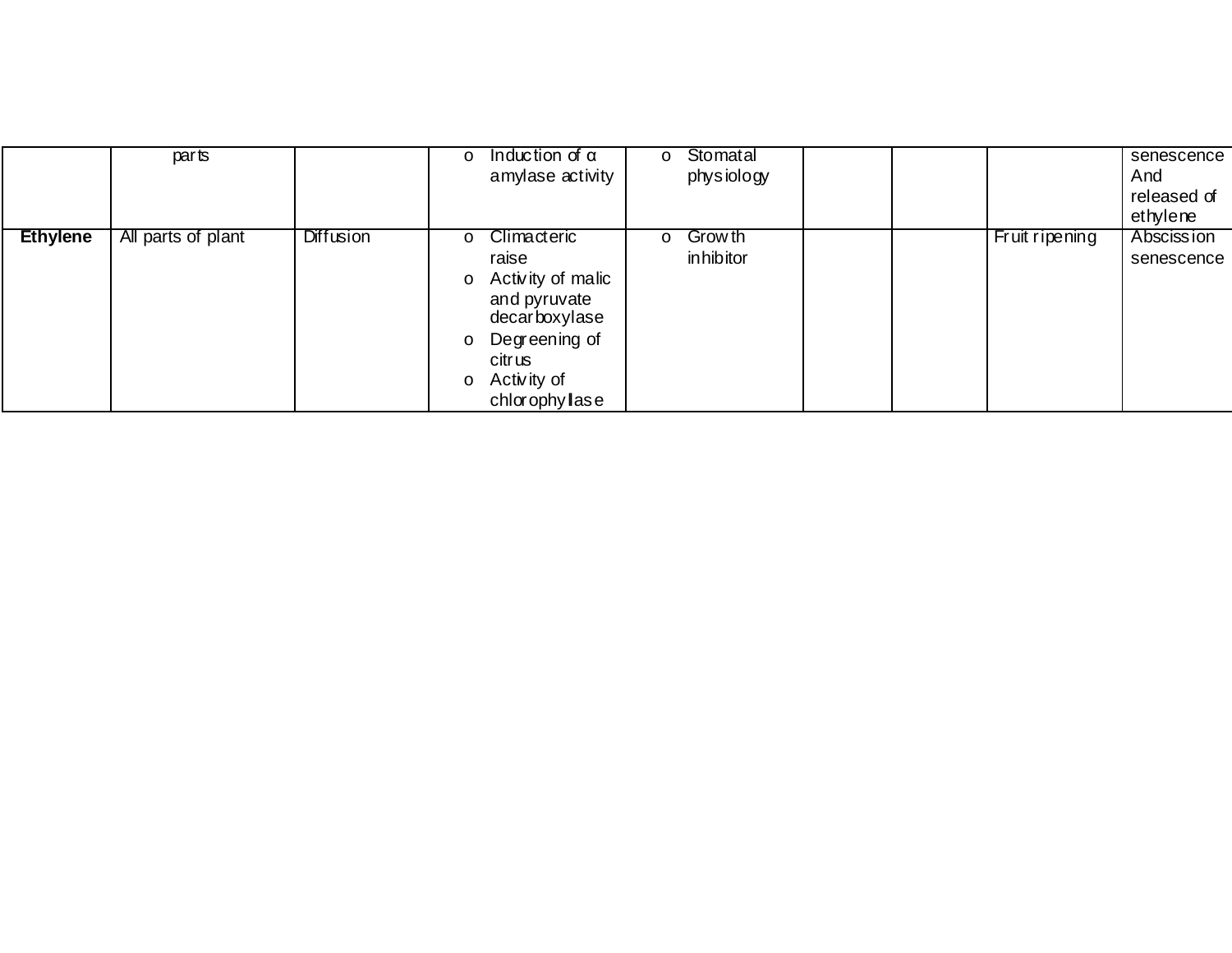| | | | | | | | | |
|---|---|---|---|---|---|---|---|---|
| | parts | | o Induction of α amylase activity | o Stomatal physiology | | | | senescence And released of ethylene |
| **Ethylene** | All parts of plant | Diffusion | o Climacteric raise<br>o Activity of malic and pyruvate decarboxylase<br>o Degreening of citrus<br>o Activity of chlorophyllase | o Growth inhibitor | | | Fruit ripening | Abscission senescence |